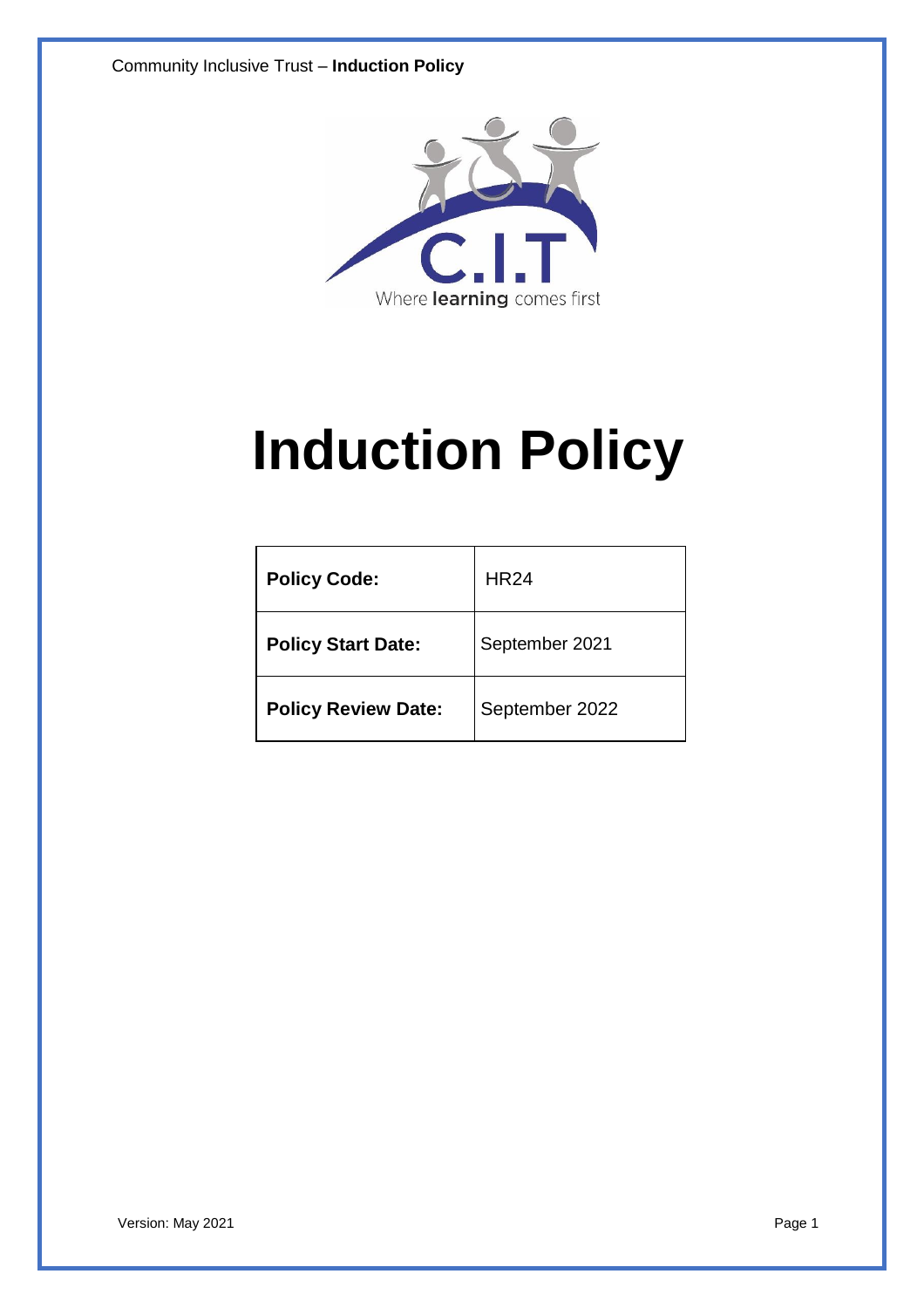# Induction Policy

| Policy Code: | HR24 |
|---|---|
| Policy Start Date: | September 2021 |
| Policy Review Date: | September 2022 |

Version: May 2021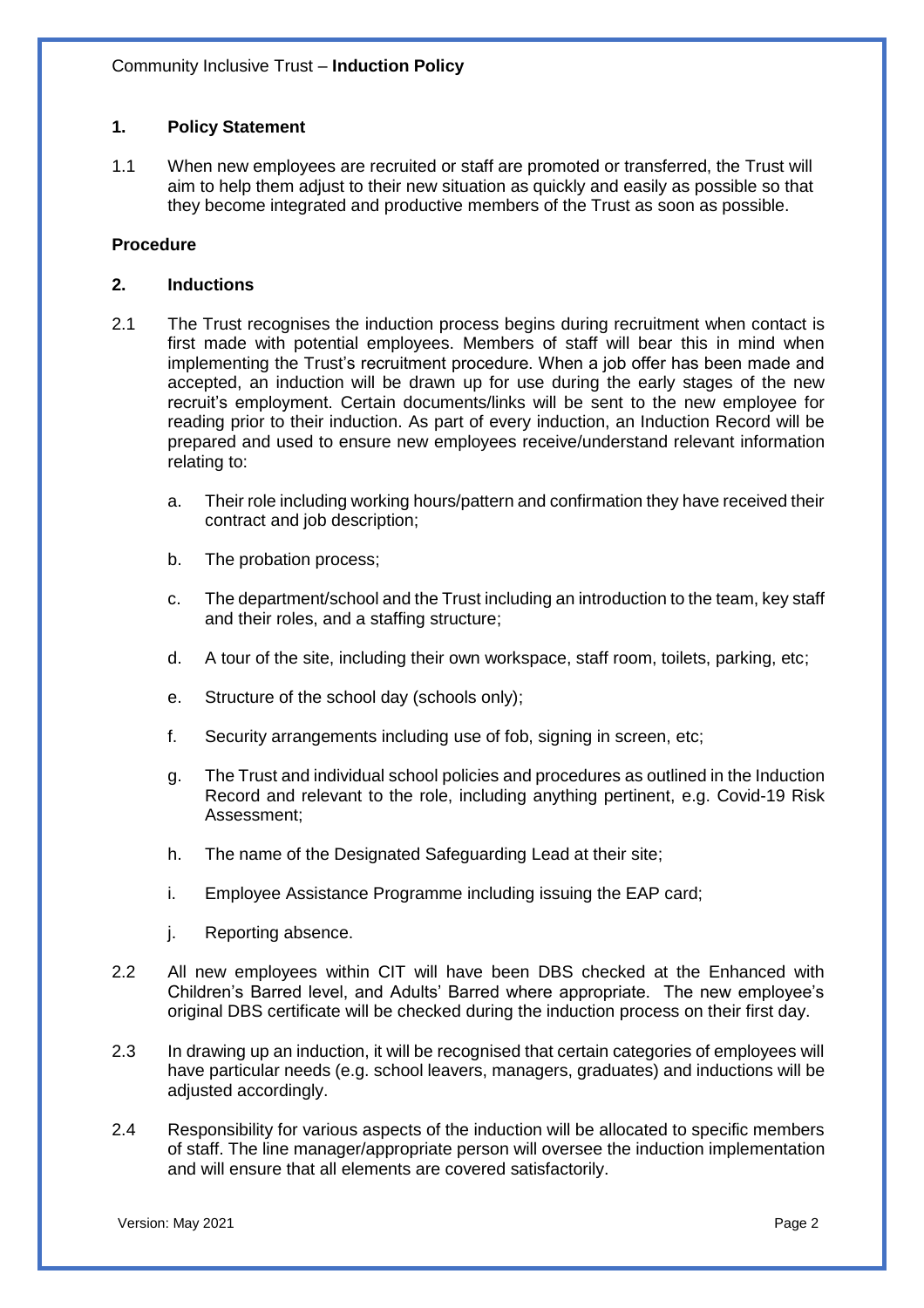## 1. Policy Statement

1.1 When new employees are recruited or staff are promoted or transferred, the Trust will aim to help them adjust to their new situation as quickly and easily as possible so that they become integrated and productive members of the Trust as soon as possible.

**Procedure**

## 2. Inductions

2.1 The Trust recognises the induction process begins during recruitment when contact is first made with potential employees. Members of staff will bear this in mind when implementing the Trust's recruitment procedure. When a job offer has been made and accepted, an induction will be drawn up for use during the early stages of the new recruit's employment. Certain documents/links will be sent to the new employee for reading prior to their induction. As part of every induction, an Induction Record will be prepared and used to ensure new employees receive/understand relevant information relating to:

a. Their role including working hours/pattern and confirmation they have received their contract and job description;

b. The probation process;

c. The department/school and the Trust including an introduction to the team, key staff and their roles, and a staffing structure;

d. A tour of the site, including their own workspace, staff room, toilets, parking, etc;

e. Structure of the school day (schools only);

f. Security arrangements including use of fob, signing in screen, etc;

g. The Trust and individual school policies and procedures as outlined in the Induction Record and relevant to the role, including anything pertinent, e.g. Covid-19 Risk Assessment;

h. The name of the Designated Safeguarding Lead at their site;

i. Employee Assistance Programme including issuing the EAP card;

j. Reporting absence.

2.2 All new employees within CIT will have been DBS checked at the Enhanced with Children's Barred level, and Adults' Barred where appropriate. The new employee's original DBS certificate will be checked during the induction process on their first day.

2.3 In drawing up an induction, it will be recognised that certain categories of employees will have particular needs (e.g. school leavers, managers, graduates) and inductions will be adjusted accordingly.

2.4 Responsibility for various aspects of the induction will be allocated to specific members of staff. The line manager/appropriate person will oversee the induction implementation and will ensure that all elements are covered satisfactorily.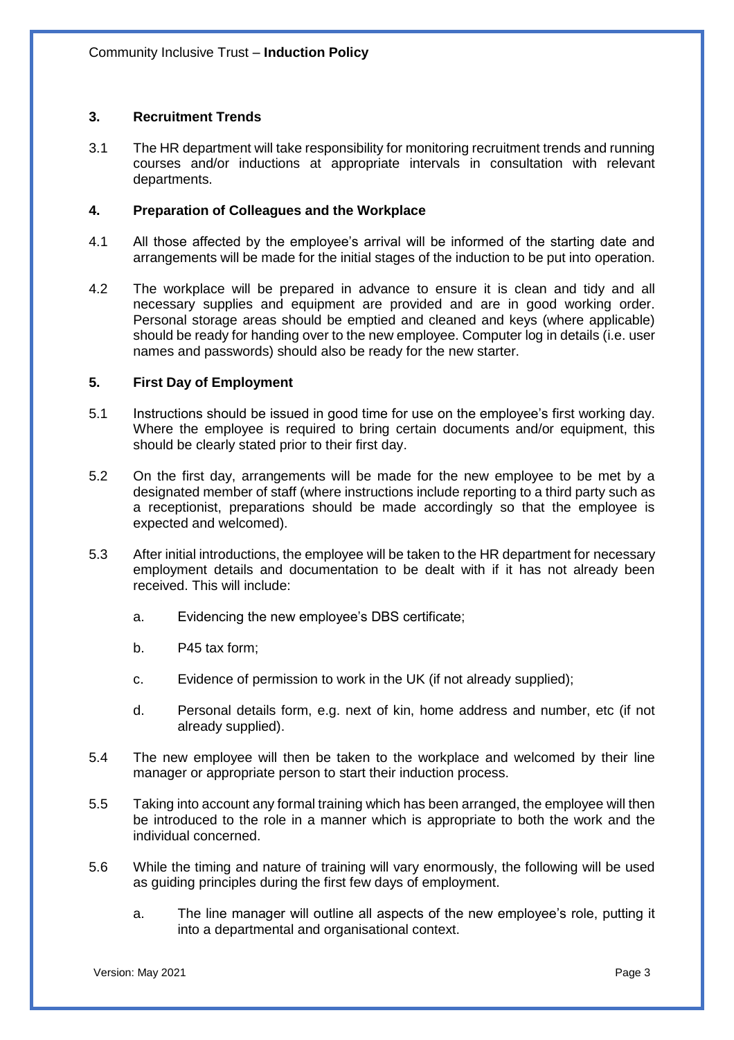## 3. Recruitment Trends

3.1 The HR department will take responsibility for monitoring recruitment trends and running courses and/or inductions at appropriate intervals in consultation with relevant departments.

## 4. Preparation of Colleagues and the Workplace

4.1 All those affected by the employee's arrival will be informed of the starting date and arrangements will be made for the initial stages of the induction to be put into operation.

4.2 The workplace will be prepared in advance to ensure it is clean and tidy and all necessary supplies and equipment are provided and are in good working order. Personal storage areas should be emptied and cleaned and keys (where applicable) should be ready for handing over to the new employee. Computer log in details (i.e. user names and passwords) should also be ready for the new starter.

## 5. First Day of Employment

5.1 Instructions should be issued in good time for use on the employee's first working day. Where the employee is required to bring certain documents and/or equipment, this should be clearly stated prior to their first day.

5.2 On the first day, arrangements will be made for the new employee to be met by a designated member of staff (where instructions include reporting to a third party such as a receptionist, preparations should be made accordingly so that the employee is expected and welcomed).

5.3 After initial introductions, the employee will be taken to the HR department for necessary employment details and documentation to be dealt with if it has not already been received. This will include:

a. Evidencing the new employee's DBS certificate;

b. P45 tax form;

c. Evidence of permission to work in the UK (if not already supplied);

d. Personal details form, e.g. next of kin, home address and number, etc (if not already supplied).

5.4 The new employee will then be taken to the workplace and welcomed by their line manager or appropriate person to start their induction process.

5.5 Taking into account any formal training which has been arranged, the employee will then be introduced to the role in a manner which is appropriate to both the work and the individual concerned.

5.6 While the timing and nature of training will vary enormously, the following will be used as guiding principles during the first few days of employment.

a. The line manager will outline all aspects of the new employee's role, putting it into a departmental and organisational context.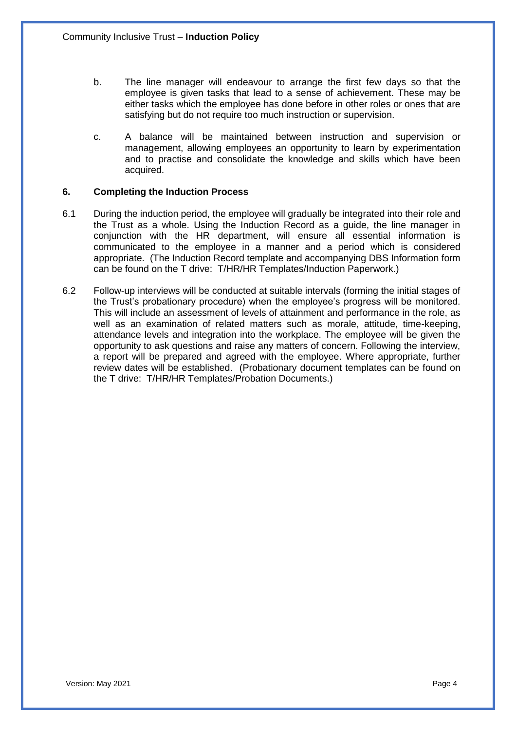b. The line manager will endeavour to arrange the first few days so that the employee is given tasks that lead to a sense of achievement. These may be either tasks which the employee has done before in other roles or ones that are satisfying but do not require too much instruction or supervision.

c. A balance will be maintained between instruction and supervision or management, allowing employees an opportunity to learn by experimentation and to practise and consolidate the knowledge and skills which have been acquired.

## 6. Completing the Induction Process

6.1 During the induction period, the employee will gradually be integrated into their role and the Trust as a whole. Using the Induction Record as a guide, the line manager in conjunction with the HR department, will ensure all essential information is communicated to the employee in a manner and a period which is considered appropriate. (The Induction Record template and accompanying DBS Information form can be found on the T drive: T/HR/HR Templates/Induction Paperwork.)

6.2 Follow-up interviews will be conducted at suitable intervals (forming the initial stages of the Trust's probationary procedure) when the employee's progress will be monitored. This will include an assessment of levels of attainment and performance in the role, as well as an examination of related matters such as morale, attitude, time-keeping, attendance levels and integration into the workplace. The employee will be given the opportunity to ask questions and raise any matters of concern. Following the interview, a report will be prepared and agreed with the employee. Where appropriate, further review dates will be established. (Probationary document templates can be found on the T drive: T/HR/HR Templates/Probation Documents.)